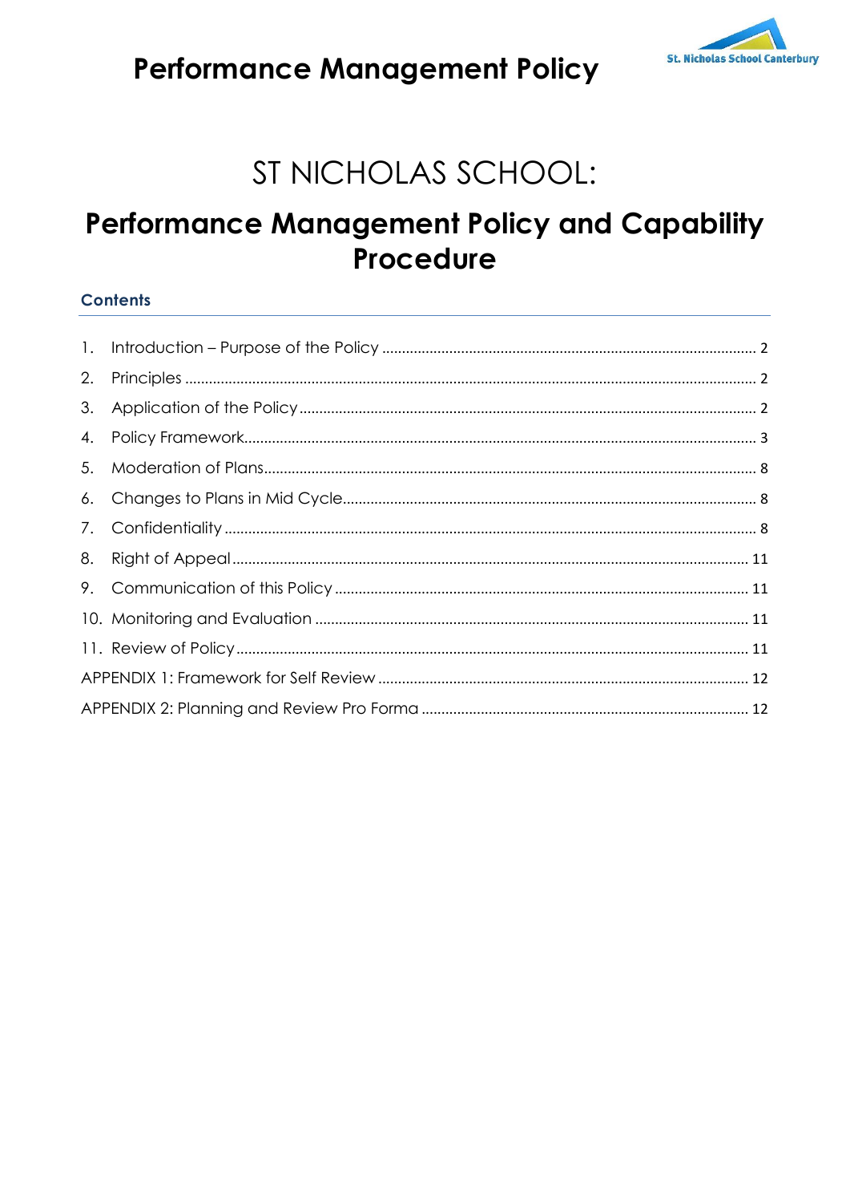# ST NICHOLAS SCHOOL:

## Performance Management Policy and Capability Procedure

### Contents

1. Introduction – Purpose of the Policy ........ 2
2. Principles ........ 2
3. Application of the Policy ........ 2
4. Policy Framework ........ 3
5. Moderation of Plans ........ 8
6. Changes to Plans in Mid Cycle ........ 8
7. Confidentiality ........ 8
8. Right of Appeal ........ 11
9. Communication of this Policy ........ 11
10. Monitoring and Evaluation ........ 11
11. Review of Policy ........ 11

APPENDIX 1: Framework for Self Review ........ 12

APPENDIX 2: Planning and Review Pro Forma ........ 12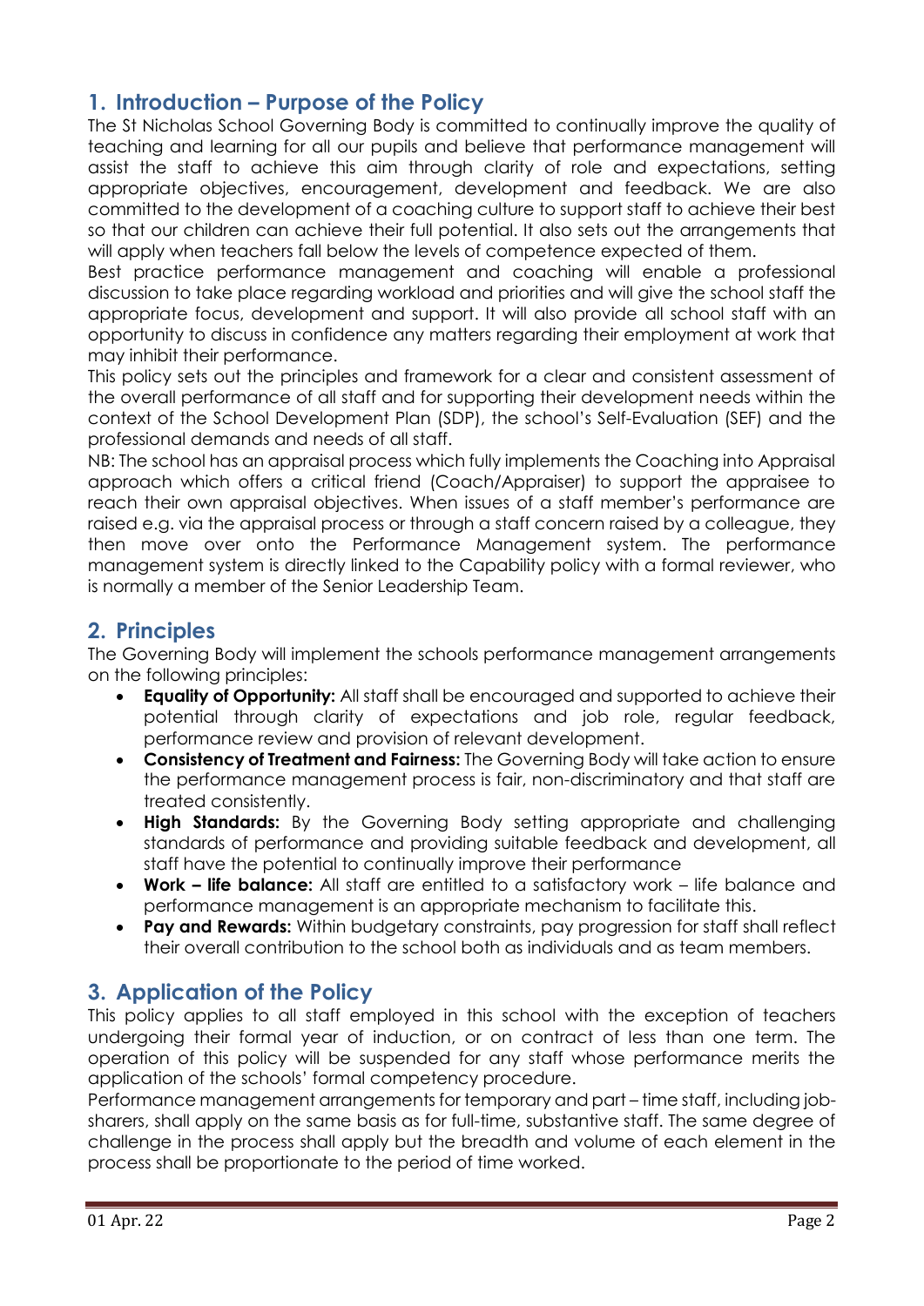## 1. Introduction – Purpose of the Policy

The St Nicholas School Governing Body is committed to continually improve the quality of teaching and learning for all our pupils and believe that performance management will assist the staff to achieve this aim through clarity of role and expectations, setting appropriate objectives, encouragement, development and feedback. We are also committed to the development of a coaching culture to support staff to achieve their best so that our children can achieve their full potential. It also sets out the arrangements that will apply when teachers fall below the levels of competence expected of them.

Best practice performance management and coaching will enable a professional discussion to take place regarding workload and priorities and will give the school staff the appropriate focus, development and support. It will also provide all school staff with an opportunity to discuss in confidence any matters regarding their employment at work that may inhibit their performance.

This policy sets out the principles and framework for a clear and consistent assessment of the overall performance of all staff and for supporting their development needs within the context of the School Development Plan (SDP), the school's Self-Evaluation (SEF) and the professional demands and needs of all staff.

NB: The school has an appraisal process which fully implements the Coaching into Appraisal approach which offers a critical friend (Coach/Appraiser) to support the appraisee to reach their own appraisal objectives. When issues of a staff member's performance are raised e.g. via the appraisal process or through a staff concern raised by a colleague, they then move over onto the Performance Management system. The performance management system is directly linked to the Capability policy with a formal reviewer, who is normally a member of the Senior Leadership Team.

## 2. Principles

The Governing Body will implement the schools performance management arrangements on the following principles:

- **Equality of Opportunity:** All staff shall be encouraged and supported to achieve their potential through clarity of expectations and job role, regular feedback, performance review and provision of relevant development.
- **Consistency of Treatment and Fairness:** The Governing Body will take action to ensure the performance management process is fair, non-discriminatory and that staff are treated consistently.
- **High Standards:** By the Governing Body setting appropriate and challenging standards of performance and providing suitable feedback and development, all staff have the potential to continually improve their performance
- **Work – life balance:** All staff are entitled to a satisfactory work – life balance and performance management is an appropriate mechanism to facilitate this.
- **Pay and Rewards:** Within budgetary constraints, pay progression for staff shall reflect their overall contribution to the school both as individuals and as team members.

## 3. Application of the Policy

This policy applies to all staff employed in this school with the exception of teachers undergoing their formal year of induction, or on contract of less than one term. The operation of this policy will be suspended for any staff whose performance merits the application of the schools' formal competency procedure.

Performance management arrangements for temporary and part – time staff, including job-sharers, shall apply on the same basis as for full-time, substantive staff. The same degree of challenge in the process shall apply but the breadth and volume of each element in the process shall be proportionate to the period of time worked.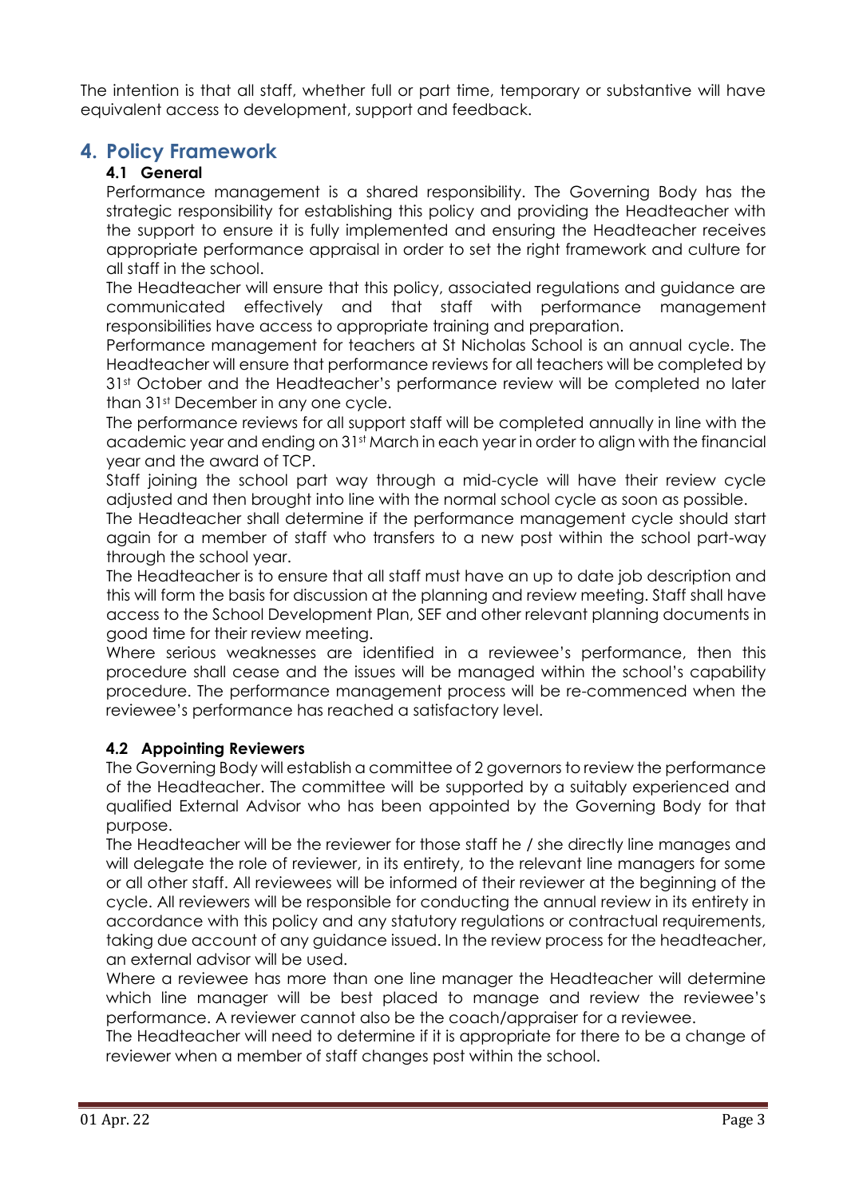The intention is that all staff, whether full or part time, temporary or substantive will have equivalent access to development, support and feedback.

## 4. Policy Framework

### 4.1 General

Performance management is a shared responsibility. The Governing Body has the strategic responsibility for establishing this policy and providing the Headteacher with the support to ensure it is fully implemented and ensuring the Headteacher receives appropriate performance appraisal in order to set the right framework and culture for all staff in the school.

The Headteacher will ensure that this policy, associated regulations and guidance are communicated effectively and that staff with performance management responsibilities have access to appropriate training and preparation.

Performance management for teachers at St Nicholas School is an annual cycle. The Headteacher will ensure that performance reviews for all teachers will be completed by 31st October and the Headteacher's performance review will be completed no later than 31st December in any one cycle.

The performance reviews for all support staff will be completed annually in line with the academic year and ending on 31st March in each year in order to align with the financial year and the award of TCP.

Staff joining the school part way through a mid-cycle will have their review cycle adjusted and then brought into line with the normal school cycle as soon as possible.

The Headteacher shall determine if the performance management cycle should start again for a member of staff who transfers to a new post within the school part-way through the school year.

The Headteacher is to ensure that all staff must have an up to date job description and this will form the basis for discussion at the planning and review meeting. Staff shall have access to the School Development Plan, SEF and other relevant planning documents in good time for their review meeting.

Where serious weaknesses are identified in a reviewee's performance, then this procedure shall cease and the issues will be managed within the school's capability procedure. The performance management process will be re-commenced when the reviewee's performance has reached a satisfactory level.

### 4.2 Appointing Reviewers

The Governing Body will establish a committee of 2 governors to review the performance of the Headteacher. The committee will be supported by a suitably experienced and qualified External Advisor who has been appointed by the Governing Body for that purpose.

The Headteacher will be the reviewer for those staff he / she directly line manages and will delegate the role of reviewer, in its entirety, to the relevant line managers for some or all other staff. All reviewees will be informed of their reviewer at the beginning of the cycle. All reviewers will be responsible for conducting the annual review in its entirety in accordance with this policy and any statutory regulations or contractual requirements, taking due account of any guidance issued. In the review process for the headteacher, an external advisor will be used.

Where a reviewee has more than one line manager the Headteacher will determine which line manager will be best placed to manage and review the reviewee's performance. A reviewer cannot also be the coach/appraiser for a reviewee.

The Headteacher will need to determine if it is appropriate for there to be a change of reviewer when a member of staff changes post within the school.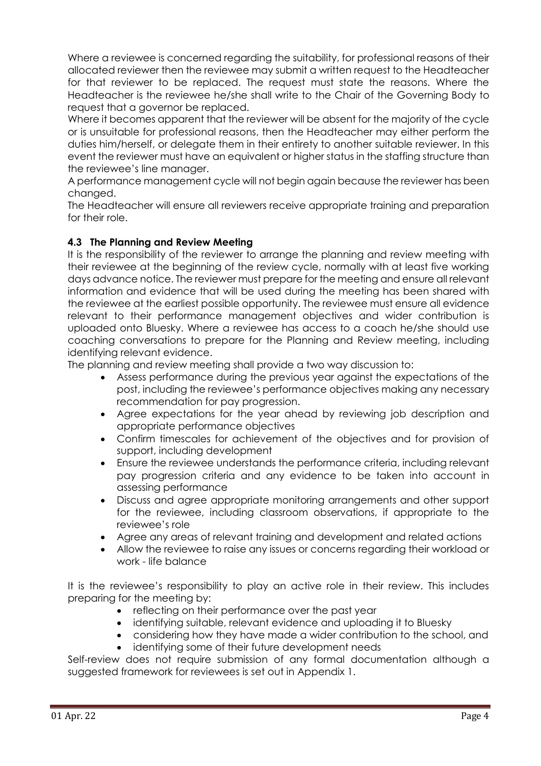Where a reviewee is concerned regarding the suitability, for professional reasons of their allocated reviewer then the reviewee may submit a written request to the Headteacher for that reviewer to be replaced. The request must state the reasons. Where the Headteacher is the reviewee he/she shall write to the Chair of the Governing Body to request that a governor be replaced.

Where it becomes apparent that the reviewer will be absent for the majority of the cycle or is unsuitable for professional reasons, then the Headteacher may either perform the duties him/herself, or delegate them in their entirety to another suitable reviewer. In this event the reviewer must have an equivalent or higher status in the staffing structure than the reviewee's line manager.

A performance management cycle will not begin again because the reviewer has been changed.

The Headteacher will ensure all reviewers receive appropriate training and preparation for their role.

### 4.3 The Planning and Review Meeting

It is the responsibility of the reviewer to arrange the planning and review meeting with their reviewee at the beginning of the review cycle, normally with at least five working days advance notice. The reviewer must prepare for the meeting and ensure all relevant information and evidence that will be used during the meeting has been shared with the reviewee at the earliest possible opportunity. The reviewee must ensure all evidence relevant to their performance management objectives and wider contribution is uploaded onto Bluesky. Where a reviewee has access to a coach he/she should use coaching conversations to prepare for the Planning and Review meeting, including identifying relevant evidence.

The planning and review meeting shall provide a two way discussion to:

- Assess performance during the previous year against the expectations of the post, including the reviewee's performance objectives making any necessary recommendation for pay progression.
- Agree expectations for the year ahead by reviewing job description and appropriate performance objectives
- Confirm timescales for achievement of the objectives and for provision of support, including development
- Ensure the reviewee understands the performance criteria, including relevant pay progression criteria and any evidence to be taken into account in assessing performance
- Discuss and agree appropriate monitoring arrangements and other support for the reviewee, including classroom observations, if appropriate to the reviewee's role
- Agree any areas of relevant training and development and related actions
- Allow the reviewee to raise any issues or concerns regarding their workload or work - life balance

It is the reviewee's responsibility to play an active role in their review. This includes preparing for the meeting by:

- reflecting on their performance over the past year
- identifying suitable, relevant evidence and uploading it to Bluesky
- considering how they have made a wider contribution to the school, and
- identifying some of their future development needs

Self-review does not require submission of any formal documentation although a suggested framework for reviewees is set out in Appendix 1.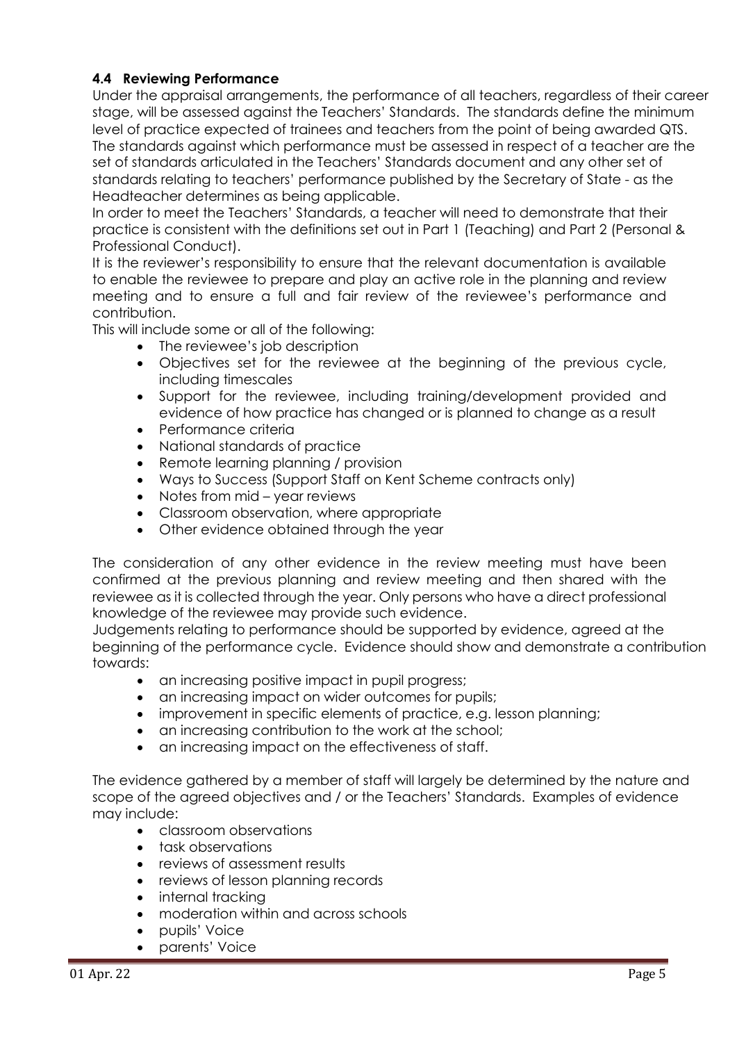### 4.4 Reviewing Performance

Under the appraisal arrangements, the performance of all teachers, regardless of their career stage, will be assessed against the Teachers' Standards. The standards define the minimum level of practice expected of trainees and teachers from the point of being awarded QTS. The standards against which performance must be assessed in respect of a teacher are the set of standards articulated in the Teachers' Standards document and any other set of standards relating to teachers' performance published by the Secretary of State - as the Headteacher determines as being applicable.

In order to meet the Teachers' Standards, a teacher will need to demonstrate that their practice is consistent with the definitions set out in Part 1 (Teaching) and Part 2 (Personal & Professional Conduct).

It is the reviewer's responsibility to ensure that the relevant documentation is available to enable the reviewee to prepare and play an active role in the planning and review meeting and to ensure a full and fair review of the reviewee's performance and contribution.

This will include some or all of the following:

- The reviewee's job description
- Objectives set for the reviewee at the beginning of the previous cycle, including timescales
- Support for the reviewee, including training/development provided and evidence of how practice has changed or is planned to change as a result
- Performance criteria
- National standards of practice
- Remote learning planning / provision
- Ways to Success (Support Staff on Kent Scheme contracts only)
- Notes from mid – year reviews
- Classroom observation, where appropriate
- Other evidence obtained through the year

The consideration of any other evidence in the review meeting must have been confirmed at the previous planning and review meeting and then shared with the reviewee as it is collected through the year. Only persons who have a direct professional knowledge of the reviewee may provide such evidence.

Judgements relating to performance should be supported by evidence, agreed at the beginning of the performance cycle. Evidence should show and demonstrate a contribution towards:

- an increasing positive impact in pupil progress;
- an increasing impact on wider outcomes for pupils;
- improvement in specific elements of practice, e.g. lesson planning;
- an increasing contribution to the work at the school;
- an increasing impact on the effectiveness of staff.

The evidence gathered by a member of staff will largely be determined by the nature and scope of the agreed objectives and / or the Teachers' Standards. Examples of evidence may include:

- classroom observations
- task observations
- reviews of assessment results
- reviews of lesson planning records
- internal tracking
- moderation within and across schools
- pupils' Voice
- parents' Voice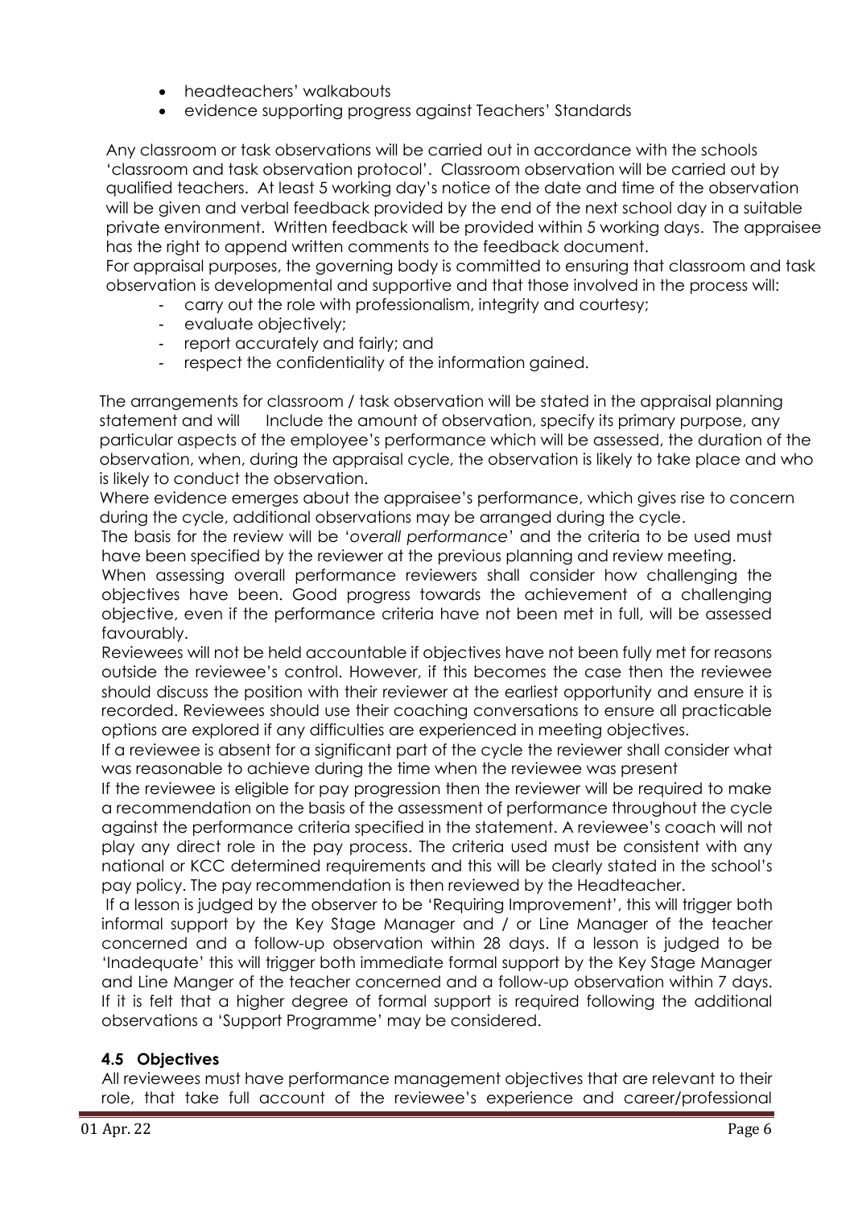- headteachers' walkabouts
- evidence supporting progress against Teachers' Standards

Any classroom or task observations will be carried out in accordance with the schools 'classroom and task observation protocol'. Classroom observation will be carried out by qualified teachers. At least 5 working day's notice of the date and time of the observation will be given and verbal feedback provided by the end of the next school day in a suitable private environment. Written feedback will be provided within 5 working days. The appraisee has the right to append written comments to the feedback document.

For appraisal purposes, the governing body is committed to ensuring that classroom and task observation is developmental and supportive and that those involved in the process will:

- carry out the role with professionalism, integrity and courtesy;
- evaluate objectively;
- report accurately and fairly; and
- respect the confidentiality of the information gained.

The arrangements for classroom / task observation will be stated in the appraisal planning statement and will Include the amount of observation, specify its primary purpose, any particular aspects of the employee's performance which will be assessed, the duration of the observation, when, during the appraisal cycle, the observation is likely to take place and who is likely to conduct the observation.

Where evidence emerges about the appraisee's performance, which gives rise to concern during the cycle, additional observations may be arranged during the cycle.

The basis for the review will be '*overall performance*' and the criteria to be used must have been specified by the reviewer at the previous planning and review meeting.

When assessing overall performance reviewers shall consider how challenging the objectives have been. Good progress towards the achievement of a challenging objective, even if the performance criteria have not been met in full, will be assessed favourably.

Reviewees will not be held accountable if objectives have not been fully met for reasons outside the reviewee's control. However, if this becomes the case then the reviewee should discuss the position with their reviewer at the earliest opportunity and ensure it is recorded. Reviewees should use their coaching conversations to ensure all practicable options are explored if any difficulties are experienced in meeting objectives.

If a reviewee is absent for a significant part of the cycle the reviewer shall consider what was reasonable to achieve during the time when the reviewee was present

If the reviewee is eligible for pay progression then the reviewer will be required to make a recommendation on the basis of the assessment of performance throughout the cycle against the performance criteria specified in the statement. A reviewee's coach will not play any direct role in the pay process. The criteria used must be consistent with any national or KCC determined requirements and this will be clearly stated in the school's pay policy. The pay recommendation is then reviewed by the Headteacher.

If a lesson is judged by the observer to be 'Requiring Improvement', this will trigger both informal support by the Key Stage Manager and / or Line Manager of the teacher concerned and a follow-up observation within 28 days. If a lesson is judged to be 'Inadequate' this will trigger both immediate formal support by the Key Stage Manager and Line Manger of the teacher concerned and a follow-up observation within 7 days. If it is felt that a higher degree of formal support is required following the additional observations a 'Support Programme' may be considered.

### 4.5 Objectives

All reviewees must have performance management objectives that are relevant to their role, that take full account of the reviewee's experience and career/professional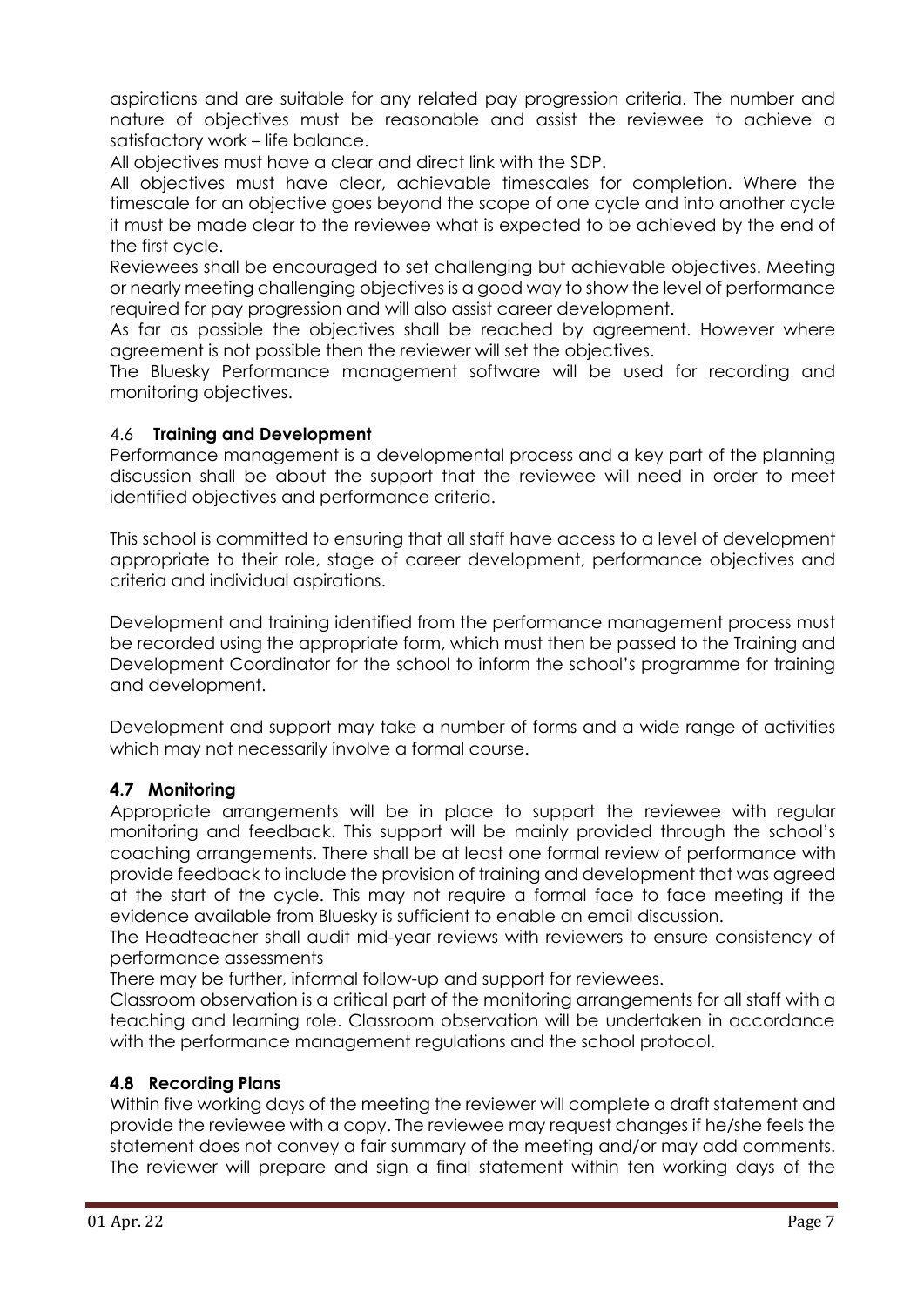aspirations and are suitable for any related pay progression criteria. The number and nature of objectives must be reasonable and assist the reviewee to achieve a satisfactory work – life balance.

All objectives must have a clear and direct link with the SDP.

All objectives must have clear, achievable timescales for completion. Where the timescale for an objective goes beyond the scope of one cycle and into another cycle it must be made clear to the reviewee what is expected to be achieved by the end of the first cycle.

Reviewees shall be encouraged to set challenging but achievable objectives. Meeting or nearly meeting challenging objectives is a good way to show the level of performance required for pay progression and will also assist career development.

As far as possible the objectives shall be reached by agreement. However where agreement is not possible then the reviewer will set the objectives.

The Bluesky Performance management software will be used for recording and monitoring objectives.

### 4.6 **Training and Development**

Performance management is a developmental process and a key part of the planning discussion shall be about the support that the reviewee will need in order to meet identified objectives and performance criteria.

This school is committed to ensuring that all staff have access to a level of development appropriate to their role, stage of career development, performance objectives and criteria and individual aspirations.

Development and training identified from the performance management process must be recorded using the appropriate form, which must then be passed to the Training and Development Coordinator for the school to inform the school's programme for training and development.

Development and support may take a number of forms and a wide range of activities which may not necessarily involve a formal course.

### 4.7 Monitoring

Appropriate arrangements will be in place to support the reviewee with regular monitoring and feedback. This support will be mainly provided through the school's coaching arrangements. There shall be at least one formal review of performance with provide feedback to include the provision of training and development that was agreed at the start of the cycle. This may not require a formal face to face meeting if the evidence available from Bluesky is sufficient to enable an email discussion.

The Headteacher shall audit mid-year reviews with reviewers to ensure consistency of performance assessments

There may be further, informal follow-up and support for reviewees.

Classroom observation is a critical part of the monitoring arrangements for all staff with a teaching and learning role. Classroom observation will be undertaken in accordance with the performance management regulations and the school protocol.

### 4.8 Recording Plans

Within five working days of the meeting the reviewer will complete a draft statement and provide the reviewee with a copy. The reviewee may request changes if he/she feels the statement does not convey a fair summary of the meeting and/or may add comments. The reviewer will prepare and sign a final statement within ten working days of the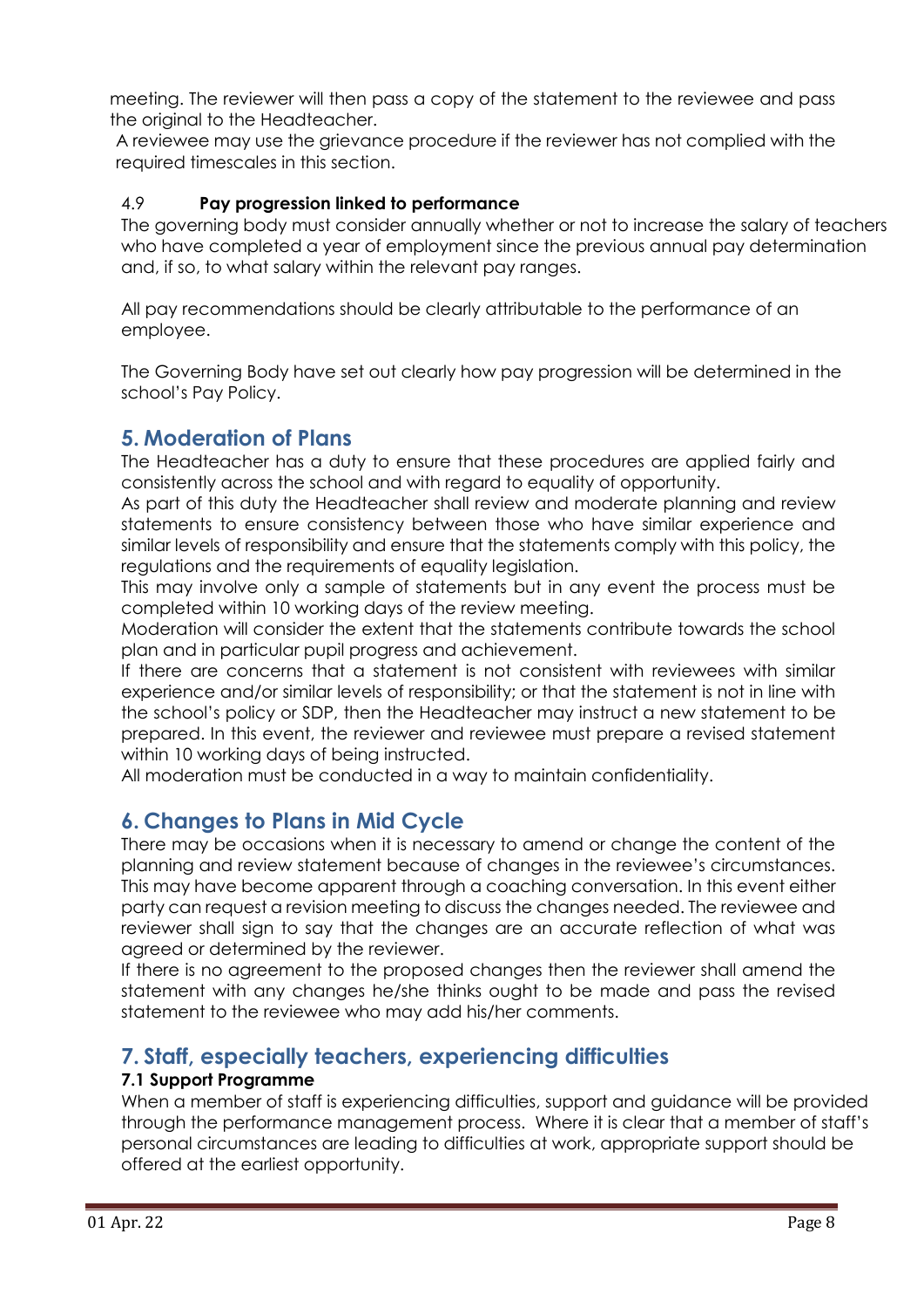meeting. The reviewer will then pass a copy of the statement to the reviewee and pass the original to the Headteacher.

A reviewee may use the grievance procedure if the reviewer has not complied with the required timescales in this section.

### 4.9 Pay progression linked to performance

The governing body must consider annually whether or not to increase the salary of teachers who have completed a year of employment since the previous annual pay determination and, if so, to what salary within the relevant pay ranges.

All pay recommendations should be clearly attributable to the performance of an employee.

The Governing Body have set out clearly how pay progression will be determined in the school's Pay Policy.

## 5. Moderation of Plans

The Headteacher has a duty to ensure that these procedures are applied fairly and consistently across the school and with regard to equality of opportunity.

As part of this duty the Headteacher shall review and moderate planning and review statements to ensure consistency between those who have similar experience and similar levels of responsibility and ensure that the statements comply with this policy, the regulations and the requirements of equality legislation.

This may involve only a sample of statements but in any event the process must be completed within 10 working days of the review meeting.

Moderation will consider the extent that the statements contribute towards the school plan and in particular pupil progress and achievement.

If there are concerns that a statement is not consistent with reviewees with similar experience and/or similar levels of responsibility; or that the statement is not in line with the school's policy or SDP, then the Headteacher may instruct a new statement to be prepared. In this event, the reviewer and reviewee must prepare a revised statement within 10 working days of being instructed.

All moderation must be conducted in a way to maintain confidentiality.

## 6. Changes to Plans in Mid Cycle

There may be occasions when it is necessary to amend or change the content of the planning and review statement because of changes in the reviewee's circumstances. This may have become apparent through a coaching conversation. In this event either party can request a revision meeting to discuss the changes needed. The reviewee and reviewer shall sign to say that the changes are an accurate reflection of what was agreed or determined by the reviewer.

If there is no agreement to the proposed changes then the reviewer shall amend the statement with any changes he/she thinks ought to be made and pass the revised statement to the reviewee who may add his/her comments.

## 7. Staff, especially teachers, experiencing difficulties

### 7.1 Support Programme

When a member of staff is experiencing difficulties, support and guidance will be provided through the performance management process. Where it is clear that a member of staff's personal circumstances are leading to difficulties at work, appropriate support should be offered at the earliest opportunity.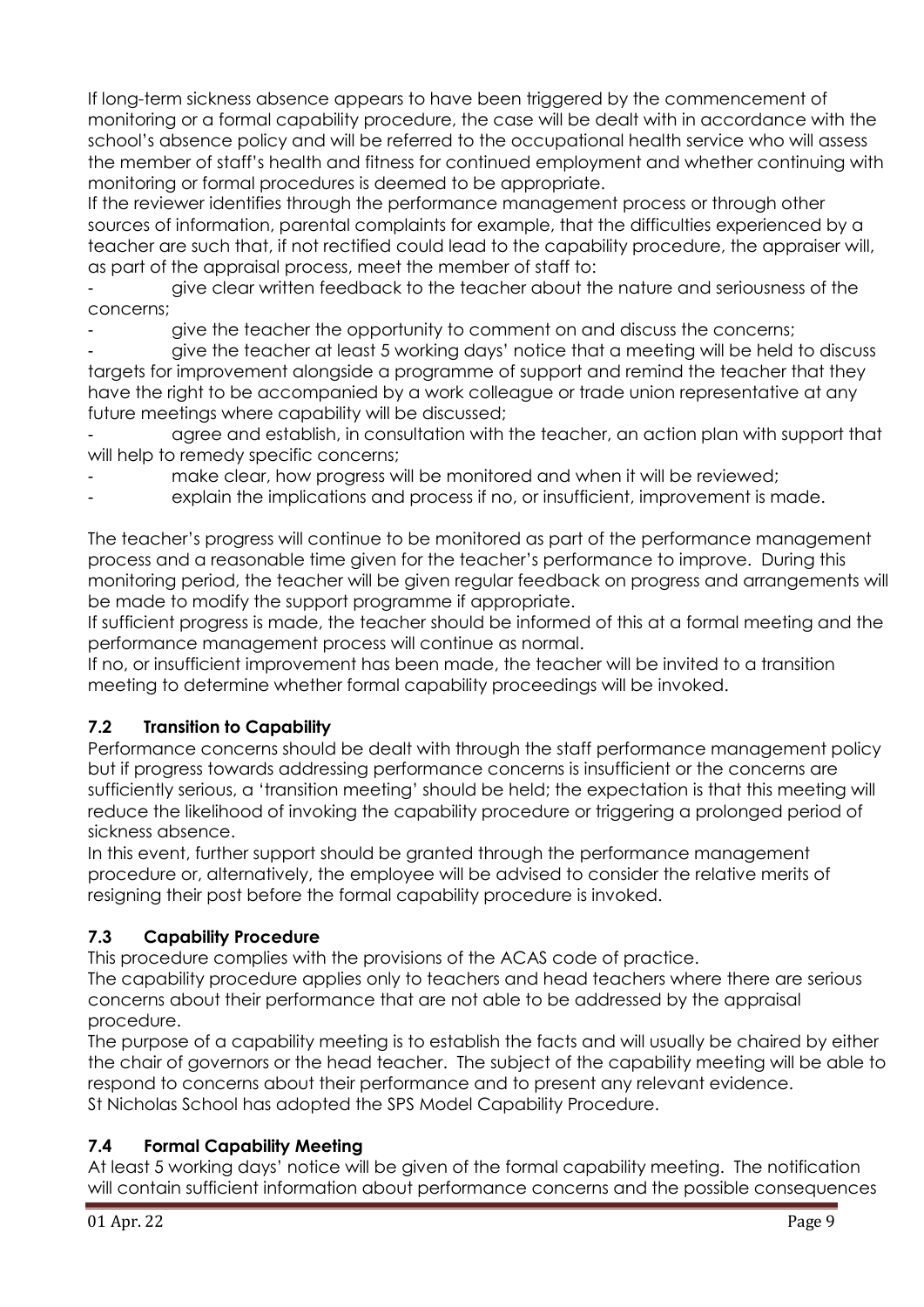If long-term sickness absence appears to have been triggered by the commencement of monitoring or a formal capability procedure, the case will be dealt with in accordance with the school's absence policy and will be referred to the occupational health service who will assess the member of staff's health and fitness for continued employment and whether continuing with monitoring or formal procedures is deemed to be appropriate.

If the reviewer identifies through the performance management process or through other sources of information, parental complaints for example, that the difficulties experienced by a teacher are such that, if not rectified could lead to the capability procedure, the appraiser will, as part of the appraisal process, meet the member of staff to:

- give clear written feedback to the teacher about the nature and seriousness of the concerns;
- give the teacher the opportunity to comment on and discuss the concerns;
- give the teacher at least 5 working days' notice that a meeting will be held to discuss targets for improvement alongside a programme of support and remind the teacher that they have the right to be accompanied by a work colleague or trade union representative at any future meetings where capability will be discussed;
- agree and establish, in consultation with the teacher, an action plan with support that will help to remedy specific concerns;
- make clear, how progress will be monitored and when it will be reviewed;
- explain the implications and process if no, or insufficient, improvement is made.

The teacher's progress will continue to be monitored as part of the performance management process and a reasonable time given for the teacher's performance to improve. During this monitoring period, the teacher will be given regular feedback on progress and arrangements will be made to modify the support programme if appropriate.

If sufficient progress is made, the teacher should be informed of this at a formal meeting and the performance management process will continue as normal.

If no, or insufficient improvement has been made, the teacher will be invited to a transition meeting to determine whether formal capability proceedings will be invoked.

### 7.2 Transition to Capability

Performance concerns should be dealt with through the staff performance management policy but if progress towards addressing performance concerns is insufficient or the concerns are sufficiently serious, a 'transition meeting' should be held; the expectation is that this meeting will reduce the likelihood of invoking the capability procedure or triggering a prolonged period of sickness absence.

In this event, further support should be granted through the performance management procedure or, alternatively, the employee will be advised to consider the relative merits of resigning their post before the formal capability procedure is invoked.

### 7.3 Capability Procedure

This procedure complies with the provisions of the ACAS code of practice.

The capability procedure applies only to teachers and head teachers where there are serious concerns about their performance that are not able to be addressed by the appraisal procedure.

The purpose of a capability meeting is to establish the facts and will usually be chaired by either the chair of governors or the head teacher. The subject of the capability meeting will be able to respond to concerns about their performance and to present any relevant evidence.

St Nicholas School has adopted the SPS Model Capability Procedure.

### 7.4 Formal Capability Meeting

At least 5 working days' notice will be given of the formal capability meeting. The notification will contain sufficient information about performance concerns and the possible consequences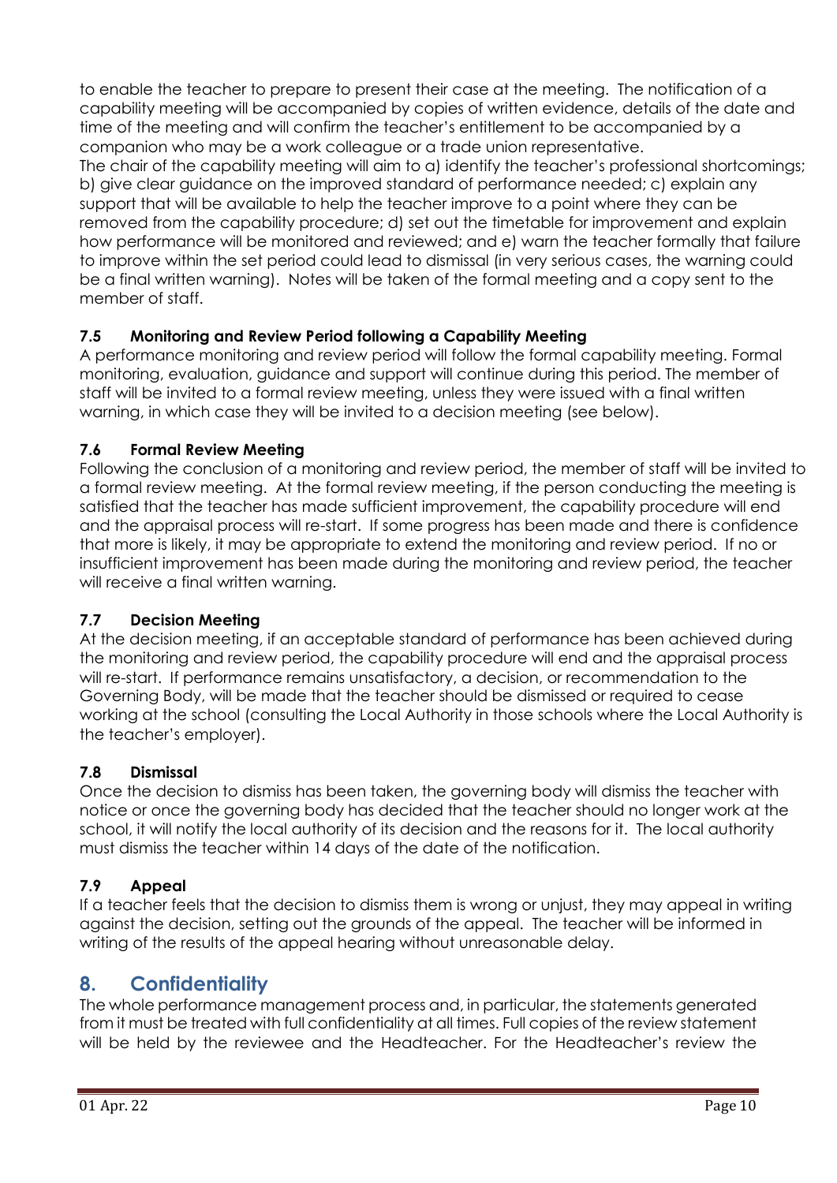to enable the teacher to prepare to present their case at the meeting. The notification of a capability meeting will be accompanied by copies of written evidence, details of the date and time of the meeting and will confirm the teacher's entitlement to be accompanied by a companion who may be a work colleague or a trade union representative.
The chair of the capability meeting will aim to a) identify the teacher's professional shortcomings; b) give clear guidance on the improved standard of performance needed; c) explain any support that will be available to help the teacher improve to a point where they can be removed from the capability procedure; d) set out the timetable for improvement and explain how performance will be monitored and reviewed; and e) warn the teacher formally that failure to improve within the set period could lead to dismissal (in very serious cases, the warning could be a final written warning). Notes will be taken of the formal meeting and a copy sent to the member of staff.

### 7.5 Monitoring and Review Period following a Capability Meeting

A performance monitoring and review period will follow the formal capability meeting. Formal monitoring, evaluation, guidance and support will continue during this period. The member of staff will be invited to a formal review meeting, unless they were issued with a final written warning, in which case they will be invited to a decision meeting (see below).

### 7.6 Formal Review Meeting

Following the conclusion of a monitoring and review period, the member of staff will be invited to a formal review meeting. At the formal review meeting, if the person conducting the meeting is satisfied that the teacher has made sufficient improvement, the capability procedure will end and the appraisal process will re-start. If some progress has been made and there is confidence that more is likely, it may be appropriate to extend the monitoring and review period. If no or insufficient improvement has been made during the monitoring and review period, the teacher will receive a final written warning.

### 7.7 Decision Meeting

At the decision meeting, if an acceptable standard of performance has been achieved during the monitoring and review period, the capability procedure will end and the appraisal process will re-start. If performance remains unsatisfactory, a decision, or recommendation to the Governing Body, will be made that the teacher should be dismissed or required to cease working at the school (consulting the Local Authority in those schools where the Local Authority is the teacher's employer).

### 7.8 Dismissal

Once the decision to dismiss has been taken, the governing body will dismiss the teacher with notice or once the governing body has decided that the teacher should no longer work at the school, it will notify the local authority of its decision and the reasons for it. The local authority must dismiss the teacher within 14 days of the date of the notification.

### 7.9 Appeal

If a teacher feels that the decision to dismiss them is wrong or unjust, they may appeal in writing against the decision, setting out the grounds of the appeal. The teacher will be informed in writing of the results of the appeal hearing without unreasonable delay.

## 8. Confidentiality

The whole performance management process and, in particular, the statements generated from it must be treated with full confidentiality at all times. Full copies of the review statement will be held by the reviewee and the Headteacher. For the Headteacher's review the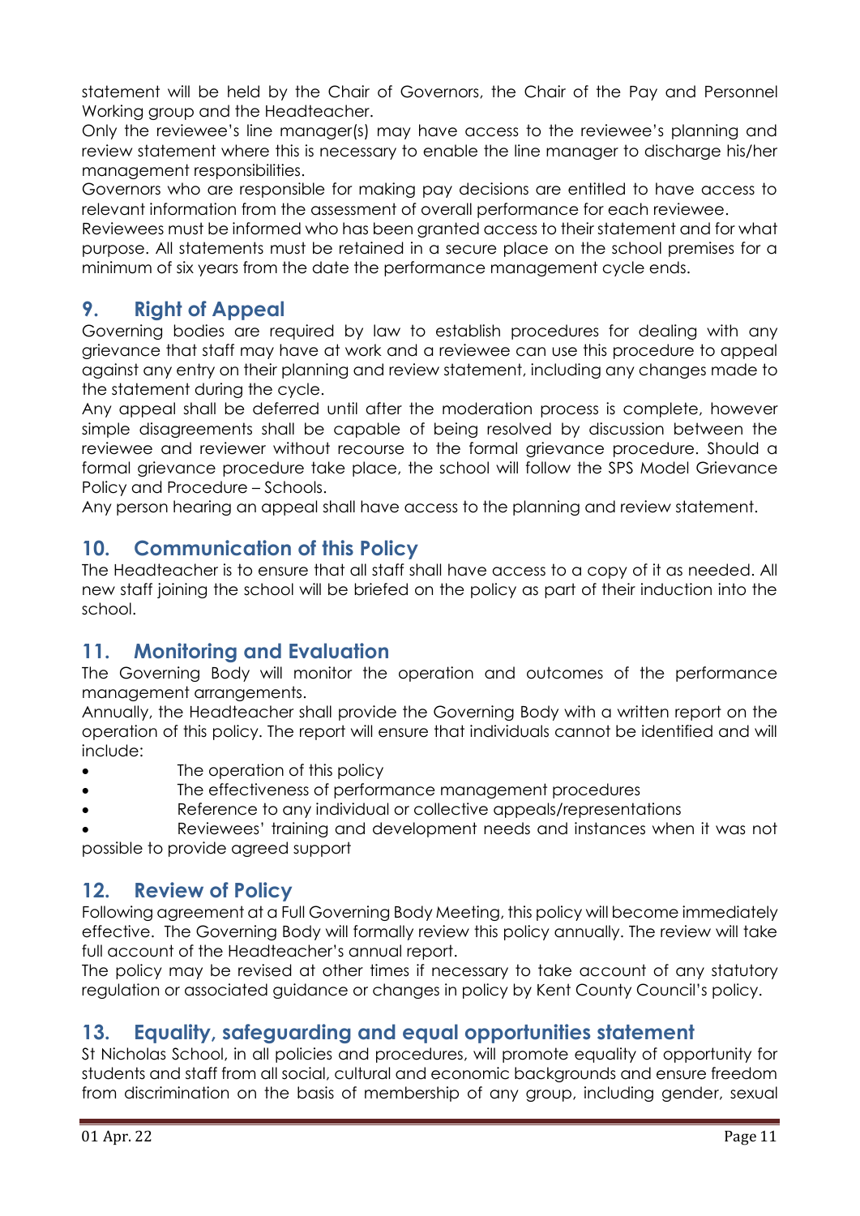statement will be held by the Chair of Governors, the Chair of the Pay and Personnel Working group and the Headteacher.

Only the reviewee's line manager(s) may have access to the reviewee's planning and review statement where this is necessary to enable the line manager to discharge his/her management responsibilities.

Governors who are responsible for making pay decisions are entitled to have access to relevant information from the assessment of overall performance for each reviewee.

Reviewees must be informed who has been granted access to their statement and for what purpose. All statements must be retained in a secure place on the school premises for a minimum of six years from the date the performance management cycle ends.

## 9. Right of Appeal

Governing bodies are required by law to establish procedures for dealing with any grievance that staff may have at work and a reviewee can use this procedure to appeal against any entry on their planning and review statement, including any changes made to the statement during the cycle.

Any appeal shall be deferred until after the moderation process is complete, however simple disagreements shall be capable of being resolved by discussion between the reviewee and reviewer without recourse to the formal grievance procedure. Should a formal grievance procedure take place, the school will follow the SPS Model Grievance Policy and Procedure – Schools.

Any person hearing an appeal shall have access to the planning and review statement.

## 10. Communication of this Policy

The Headteacher is to ensure that all staff shall have access to a copy of it as needed. All new staff joining the school will be briefed on the policy as part of their induction into the school.

## 11. Monitoring and Evaluation

The Governing Body will monitor the operation and outcomes of the performance management arrangements.

Annually, the Headteacher shall provide the Governing Body with a written report on the operation of this policy. The report will ensure that individuals cannot be identified and will include:

- The operation of this policy
- The effectiveness of performance management procedures
- Reference to any individual or collective appeals/representations
- Reviewees' training and development needs and instances when it was not possible to provide agreed support

## 12. Review of Policy

Following agreement at a Full Governing Body Meeting, this policy will become immediately effective. The Governing Body will formally review this policy annually. The review will take full account of the Headteacher's annual report.

The policy may be revised at other times if necessary to take account of any statutory regulation or associated guidance or changes in policy by Kent County Council's policy.

## 13. Equality, safeguarding and equal opportunities statement

St Nicholas School, in all policies and procedures, will promote equality of opportunity for students and staff from all social, cultural and economic backgrounds and ensure freedom from discrimination on the basis of membership of any group, including gender, sexual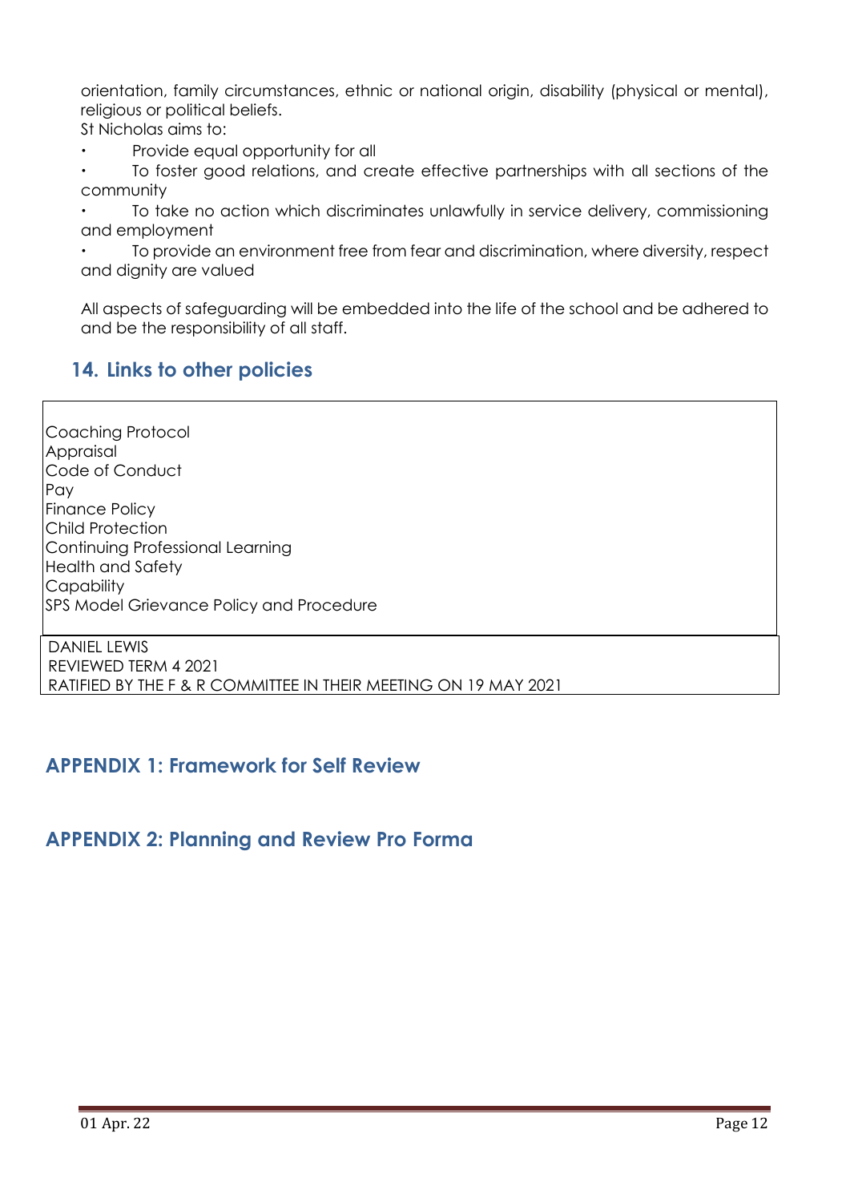orientation, family circumstances, ethnic or national origin, disability (physical or mental), religious or political beliefs.

St Nicholas aims to:

- Provide equal opportunity for all
- To foster good relations, and create effective partnerships with all sections of the community
- To take no action which discriminates unlawfully in service delivery, commissioning and employment
- To provide an environment free from fear and discrimination, where diversity, respect and dignity are valued

All aspects of safeguarding will be embedded into the life of the school and be adhered to and be the responsibility of all staff.

## 14. Links to other policies

| |
|---|
| Coaching Protocol<br>Appraisal<br>Code of Conduct<br>Pay<br>Finance Policy<br>Child Protection<br>Continuing Professional Learning<br>Health and Safety<br>Capability<br>SPS Model Grievance Policy and Procedure |

| |
|---|
| DANIEL LEWIS<br>REVIEWED TERM 4 2021<br>RATIFIED BY THE F & R COMMITTEE IN THEIR MEETING ON 19 MAY 2021 |

## APPENDIX 1: Framework for Self Review

## APPENDIX 2: Planning and Review Pro Forma